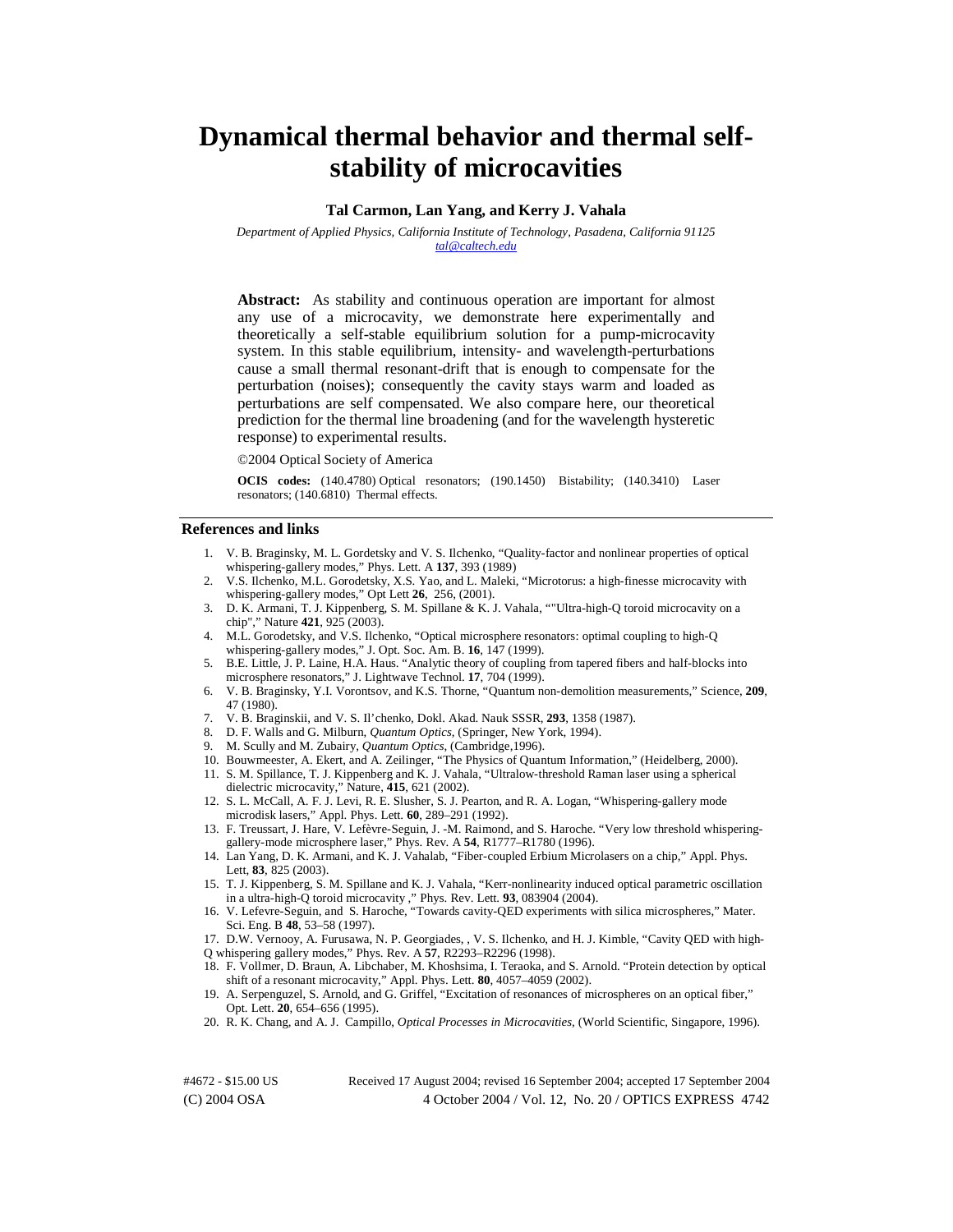# Dynamical thermal behavior and thermal self-stability of microcavities

**Tal Carmon, Lan Yang, and Kerry J. Vahala**

*Department of Applied Physics, California Institute of Technology, Pasadena, California 91125*
*tal@caltech.edu*

**Abstract:** As stability and continuous operation are important for almost any use of a microcavity, we demonstrate here experimentally and theoretically a self-stable equilibrium solution for a pump-microcavity system. In this stable equilibrium, intensity- and wavelength-perturbations cause a small thermal resonant-drift that is enough to compensate for the perturbation (noises); consequently the cavity stays warm and loaded as perturbations are self compensated. We also compare here, our theoretical prediction for the thermal line broadening (and for the wavelength hysteretic response) to experimental results.

©2004 Optical Society of America

**OCIS codes:** (140.4780) Optical resonators; (190.1450) Bistability; (140.3410) Laser resonators; (140.6810) Thermal effects.

## References and links

1. V. B. Braginsky, M. L. Gordetsky and V. S. Ilchenko, "Quality-factor and nonlinear properties of optical whispering-gallery modes," Phys. Lett. A **137**, 393 (1989)
2. V.S. Ilchenko, M.L. Gorodetsky, X.S. Yao, and L. Maleki, "Microtorus: a high-finesse microcavity with whispering-gallery modes," Opt Lett **26**, 256, (2001).
3. D. K. Armani, T. J. Kippenberg, S. M. Spillane & K. J. Vahala, ""Ultra-high-Q toroid microcavity on a chip"," Nature **421**, 925 (2003).
4. M.L. Gorodetsky, and V.S. Ilchenko, "Optical microsphere resonators: optimal coupling to high-Q whispering-gallery modes," J. Opt. Soc. Am. B. **16**, 147 (1999).
5. B.E. Little, J. P. Laine, H.A. Haus. "Analytic theory of coupling from tapered fibers and half-blocks into microsphere resonators," J. Lightwave Technol. **17**, 704 (1999).
6. V. B. Braginsky, Y.I. Vorontsov, and K.S. Thorne, "Quantum non-demolition measurements," Science, **209**, 47 (1980).
7. V. B. Braginskii, and V. S. Il'chenko, Dokl. Akad. Nauk SSSR, **293**, 1358 (1987).
8. D. F. Walls and G. Milburn, *Quantum Optics*, (Springer, New York, 1994).
9. M. Scully and M. Zubairy, *Quantum Optics*, (Cambridge,1996).
10. Bouwmeester, A. Ekert, and A. Zeilinger, "The Physics of Quantum Information," (Heidelberg, 2000).
11. S. M. Spillance, T. J. Kippenberg and K. J. Vahala, "Ultralow-threshold Raman laser using a spherical dielectric microcavity," Nature, **415**, 621 (2002).
12. S. L. McCall, A. F. J. Levi, R. E. Slusher, S. J. Pearton, and R. A. Logan, "Whispering-gallery mode microdisk lasers," Appl. Phys. Lett. **60**, 289–291 (1992).
13. F. Treussart, J. Hare, V. Lefèvre-Seguin, J. -M. Raimond, and S. Haroche. "Very low threshold whispering-gallery-mode microsphere laser," Phys. Rev. A **54**, R1777–R1780 (1996).
14. Lan Yang, D. K. Armani, and K. J. Vahalab, "Fiber-coupled Erbium Microlasers on a chip," Appl. Phys. Lett, **83**, 825 (2003).
15. T. J. Kippenberg, S. M. Spillane and K. J. Vahala, "Kerr-nonlinearity induced optical parametric oscillation in a ultra-high-Q toroid microcavity ," Phys. Rev. Lett. **93**, 083904 (2004).
16. V. Lefevre-Seguin, and S. Haroche, "Towards cavity-QED experiments with silica microspheres," Mater. Sci. Eng. B **48**, 53–58 (1997).
17. D.W. Vernooy, A. Furusawa, N. P. Georgiades, , V. S. Ilchenko, and H. J. Kimble, "Cavity QED with high-Q whispering gallery modes," Phys. Rev. A **57**, R2293–R2296 (1998).
18. F. Vollmer, D. Braun, A. Libchaber, M. Khoshsima, I. Teraoka, and S. Arnold. "Protein detection by optical shift of a resonant microcavity," Appl. Phys. Lett. **80**, 4057–4059 (2002).
19. A. Serpenguzel, S. Arnold, and G. Griffel, "Excitation of resonances of microspheres on an optical fiber," Opt. Lett. **20**, 654–656 (1995).
20. R. K. Chang, and A. J. Campillo, *Optical Processes in Microcavities*, (World Scientific, Singapore, 1996).

#4672 - $15.00 US
(C) 2004 OSA

Received 17 August 2004; revised 16 September 2004; accepted 17 September 2004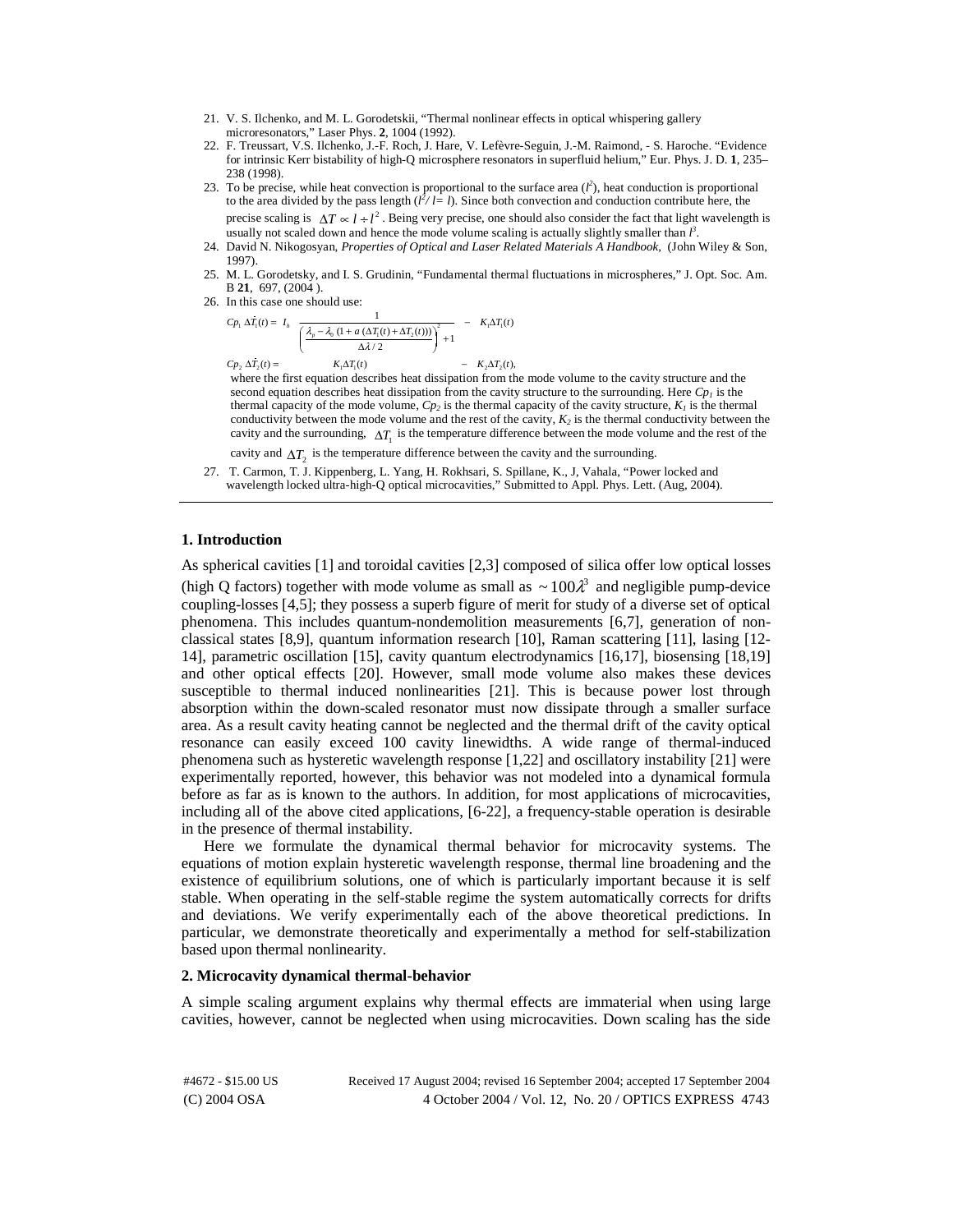21. V. S. Ilchenko, and M. L. Gorodetskii, "Thermal nonlinear effects in optical whispering gallery microresonators," Laser Phys. **2**, 1004 (1992).
22. F. Treussart, V.S. Ilchenko, J.-F. Roch, J. Hare, V. Lefèvre-Seguin, J.-M. Raimond, - S. Haroche. "Evidence for intrinsic Kerr bistability of high-Q microsphere resonators in superfluid helium," Eur. Phys. J. D. **1**, 235–238 (1998).
23. To be precise, while heat convection is proportional to the surface area ($l^2$), heat conduction is proportional to the area divided by the pass length ($l^2/l = l$). Since both convection and conduction contribute here, the precise scaling is $\Delta T \propto l \div l^2$. Being very precise, one should also consider the fact that light wavelength is usually not scaled down and hence the mode volume scaling is actually slightly smaller than $l^3$.
24. David N. Nikogosyan, *Properties of Optical and Laser Related Materials A Handbook*, (John Wiley & Son, 1997).
25. M. L. Gorodetsky, and I. S. Grudinin, "Fundamental thermal fluctuations in microspheres," J. Opt. Soc. Am. B **21**, 697, (2004 ).
26. In this case one should use:

$$Cp_1\,\Delta\dot{T}_1(t) = I_h \frac{1}{\left(\dfrac{\lambda_p - \lambda_0\,(1 + a\,(\Delta T_1(t) + \Delta T_2(t)))}{\Delta\lambda/2}\right)^2 + 1} - K_1\Delta T_1(t)$$

$$Cp_2\,\Delta\dot{T}_2(t) = K_1\Delta T_1(t) - K_2\Delta T_2(t),$$

where the first equation describes heat dissipation from the mode volume to the cavity structure and the second equation describes heat dissipation from the cavity structure to the surrounding. Here $Cp_1$ is the thermal capacity of the mode volume, $Cp_2$ is the thermal capacity of the cavity structure, $K_1$ is the thermal conductivity between the mode volume and the rest of the cavity, $K_2$ is the thermal conductivity between the cavity and the surrounding, $\Delta T_1$ is the temperature difference between the mode volume and the rest of the cavity and $\Delta T_2$ is the temperature difference between the cavity and the surrounding.
27. T. Carmon, T. J. Kippenberg, L. Yang, H. Rokhsari, S. Spillane, K., J, Vahala, "Power locked and wavelength locked ultra-high-Q optical microcavities," Submitted to Appl. Phys. Lett. (Aug, 2004).

## 1. Introduction

As spherical cavities [1] and toroidal cavities [2,3] composed of silica offer low optical losses (high Q factors) together with mode volume as small as $\sim 100\lambda^3$ and negligible pump-device coupling-losses [4,5]; they possess a superb figure of merit for study of a diverse set of optical phenomena. This includes quantum-nondemolition measurements [6,7], generation of non-classical states [8,9], quantum information research [10], Raman scattering [11], lasing [12-14], parametric oscillation [15], cavity quantum electrodynamics [16,17], biosensing [18,19] and other optical effects [20]. However, small mode volume also makes these devices susceptible to thermal induced nonlinearities [21]. This is because power lost through absorption within the down-scaled resonator must now dissipate through a smaller surface area. As a result cavity heating cannot be neglected and the thermal drift of the cavity optical resonance can easily exceed 100 cavity linewidths. A wide range of thermal-induced phenomena such as hysteretic wavelength response [1,22] and oscillatory instability [21] were experimentally reported, however, this behavior was not modeled into a dynamical formula before as far as is known to the authors. In addition, for most applications of microcavities, including all of the above cited applications, [6-22], a frequency-stable operation is desirable in the presence of thermal instability.

Here we formulate the dynamical thermal behavior for microcavity systems. The equations of motion explain hysteretic wavelength response, thermal line broadening and the existence of equilibrium solutions, one of which is particularly important because it is self stable. When operating in the self-stable regime the system automatically corrects for drifts and deviations. We verify experimentally each of the above theoretical predictions. In particular, we demonstrate theoretically and experimentally a method for self-stabilization based upon thermal nonlinearity.

## 2. Microcavity dynamical thermal-behavior

A simple scaling argument explains why thermal effects are immaterial when using large cavities, however, cannot be neglected when using microcavities. Down scaling has the side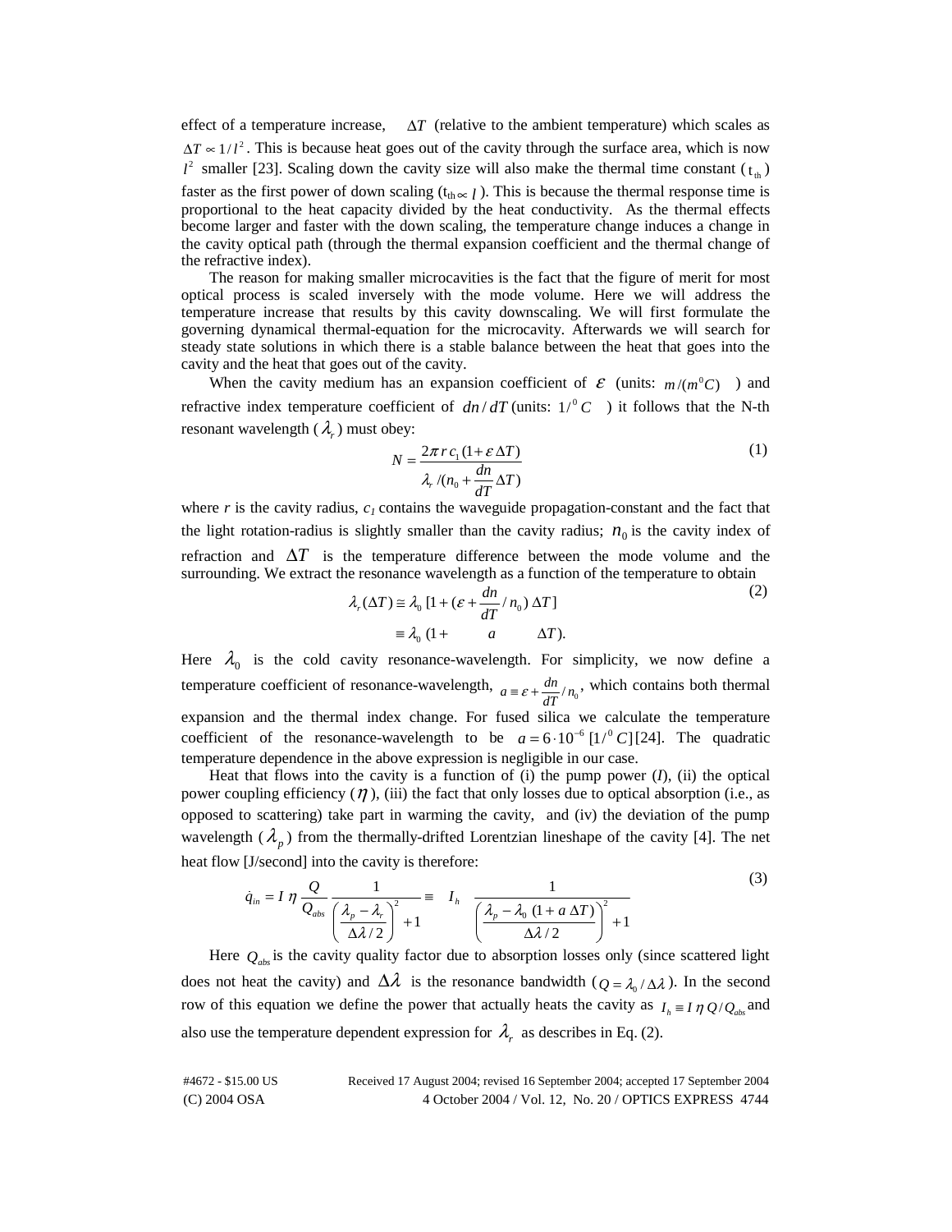effect of a temperature increase, $\Delta T$ (relative to the ambient temperature) which scales as $\Delta T \propto 1/l^2$. This is because heat goes out of the cavity through the surface area, which is now $l^2$ smaller [23]. Scaling down the cavity size will also make the thermal time constant ($t_{th}$) faster as the first power of down scaling ($t_{th} \propto l$). This is because the thermal response time is proportional to the heat capacity divided by the heat conductivity. As the thermal effects become larger and faster with the down scaling, the temperature change induces a change in the cavity optical path (through the thermal expansion coefficient and the thermal change of the refractive index).

The reason for making smaller microcavities is the fact that the figure of merit for most optical process is scaled inversely with the mode volume. Here we will address the temperature increase that results by this cavity downscaling. We will first formulate the governing dynamical thermal-equation for the microcavity. Afterwards we will search for steady state solutions in which there is a stable balance between the heat that goes into the cavity and the heat that goes out of the cavity.

When the cavity medium has an expansion coefficient of $\varepsilon$ (units: $m/(m^0C)$ ) and refractive index temperature coefficient of $dn/dT$ (units: $1/^0C$ ) it follows that the N-th resonant wavelength ($\lambda_r$) must obey:

$$N = \frac{2\pi r c_1 (1+\varepsilon \Delta T)}{\lambda_r /(n_0 + \frac{dn}{dT}\Delta T)} \tag{1}$$

where $r$ is the cavity radius, $c_1$ contains the waveguide propagation-constant and the fact that the light rotation-radius is slightly smaller than the cavity radius; $n_0$ is the cavity index of refraction and $\Delta T$ is the temperature difference between the mode volume and the surrounding. We extract the resonance wavelength as a function of the temperature to obtain

$$\begin{aligned} \lambda_r(\Delta T) &\cong \lambda_0 \, [1 + (\varepsilon + \frac{dn}{dT}/n_0)\,\Delta T] \\ &\equiv \lambda_0 \, (1 + \quad a \quad \Delta T). \end{aligned} \tag{2}$$

Here $\lambda_0$ is the cold cavity resonance-wavelength. For simplicity, we now define a temperature coefficient of resonance-wavelength, $a \equiv \varepsilon + \frac{dn}{dT}/n_0$, which contains both thermal expansion and the thermal index change. For fused silica we calculate the temperature coefficient of the resonance-wavelength to be $a = 6 \cdot 10^{-6}\,[1/^0C]$[24]. The quadratic temperature dependence in the above expression is negligible in our case.

Heat that flows into the cavity is a function of (i) the pump power ($I$), (ii) the optical power coupling efficiency ($\eta$), (iii) the fact that only losses due to optical absorption (i.e., as opposed to scattering) take part in warming the cavity, and (iv) the deviation of the pump wavelength ($\lambda_p$) from the thermally-drifted Lorentzian lineshape of the cavity [4]. The net heat flow [J/second] into the cavity is therefore:

$$\dot{q}_{in} = I\,\eta\,\frac{Q}{Q_{abs}}\,\frac{1}{\left(\frac{\lambda_p - \lambda_r}{\Delta\lambda/2}\right)^2 + 1} \equiv \quad I_h \quad \frac{1}{\left(\frac{\lambda_p - \lambda_0\,(1 + a\,\Delta T)}{\Delta\lambda/2}\right)^2 + 1} \tag{3}$$

Here $Q_{abs}$ is the cavity quality factor due to absorption losses only (since scattered light does not heat the cavity) and $\Delta\lambda$ is the resonance bandwidth ($Q = \lambda_0/\Delta\lambda$). In the second row of this equation we define the power that actually heats the cavity as $I_h \equiv I\,\eta\,Q/Q_{abs}$ and also use the temperature dependent expression for $\lambda_r$ as describes in Eq. (2).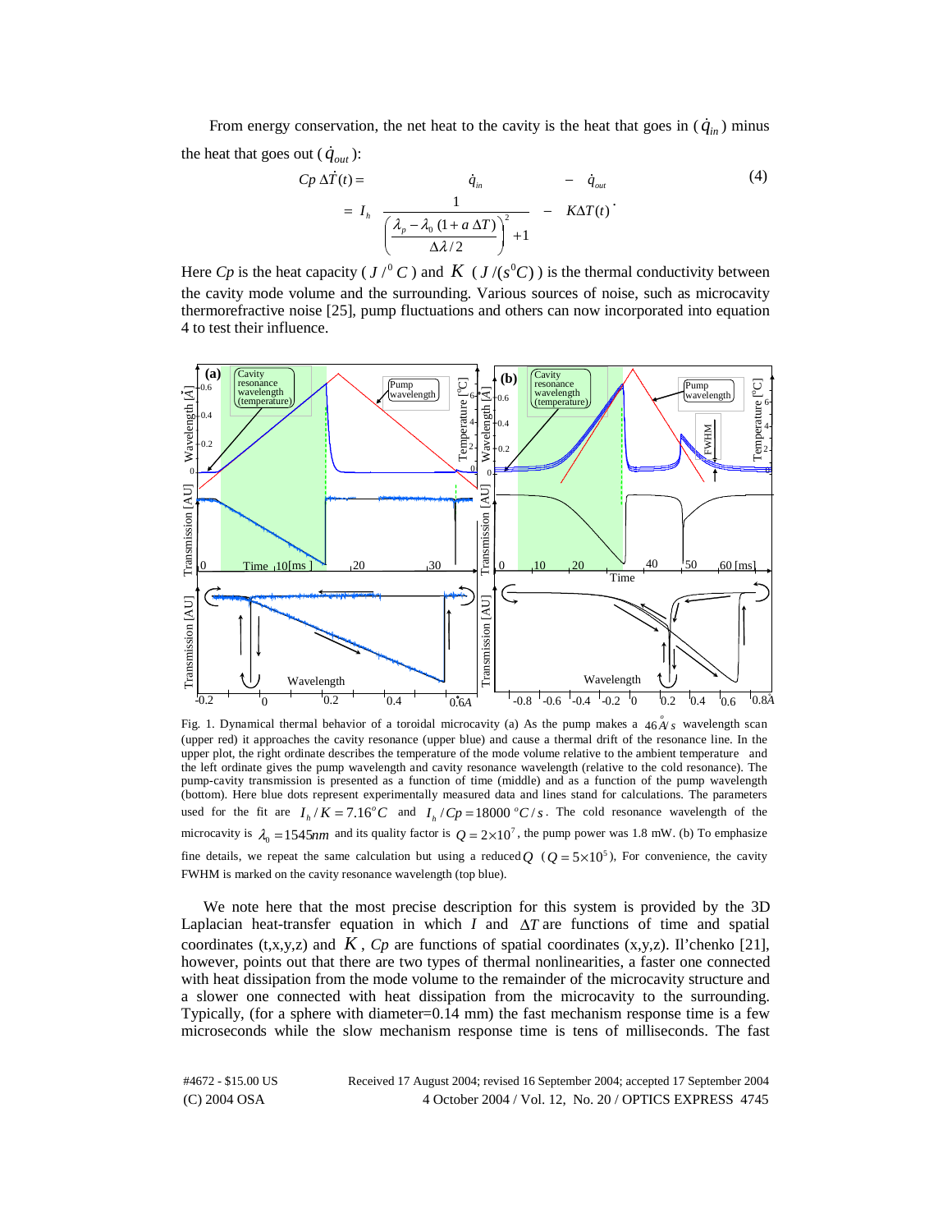From energy conservation, the net heat to the cavity is the heat that goes in ($\dot{q}_{in}$) minus the heat that goes out ($\dot{q}_{out}$):

$$
\begin{aligned}
Cp\,\Delta\dot{T}(t) &= \qquad\qquad \dot{q}_{in} \qquad\qquad - \quad \dot{q}_{out} \\
&= I_h \frac{1}{\left(\dfrac{\lambda_p - \lambda_0\,(1 + a\,\Delta T)}{\Delta\lambda/2}\right)^2 + 1} \quad - \quad K\Delta T(t)
\end{aligned} \tag{4}
$$

Here $Cp$ is the heat capacity ($J/^0C$) and $K$ ($J/(s^0C)$) is the thermal conductivity between the cavity mode volume and the surrounding. Various sources of noise, such as microcavity thermorefractive noise [25], pump fluctuations and others can now incorporated into equation 4 to test their influence.

(a)
Cavity resonance wavelength (temperature)
Pump wavelength
Wavelength [Å]
Temperature [°C]
Transmission [AU]
Time 10[ms] 20 30
Transmission [AU]
Wavelength
-0.2 0 0.2 0.4 0.6Å

(b)
Cavity resonance wavelength (temperature)
Pump wavelength
FWHM
Wavelength [Å]
Temperature [°C]
Transmission [AU]
0 10 20 40 50 60 [ms]
Time
Transmission [AU]
Wavelength
-0.8 -0.6 -0.4 -0.2 0 0.2 0.4 0.6 0.8Å

Fig. 1. Dynamical thermal behavior of a toroidal microcavity (a) As the pump makes a $46\,\mathring{A}/s$ wavelength scan (upper red) it approaches the cavity resonance (upper blue) and cause a thermal drift of the resonance line. In the upper plot, the right ordinate describes the temperature of the mode volume relative to the ambient temperature and the left ordinate gives the pump wavelength and cavity resonance wavelength (relative to the cold resonance). The pump-cavity transmission is presented as a function of time (middle) and as a function of the pump wavelength (bottom). Here blue dots represent experimentally measured data and lines stand for calculations. The parameters used for the fit are $I_h/K = 7.16^oC$ and $I_h/Cp = 18000\ ^oC/s$. The cold resonance wavelength of the microcavity is $\lambda_0 = 1545nm$ and its quality factor is $Q = 2\times10^7$, the pump power was 1.8 mW. (b) To emphasize fine details, we repeat the same calculation but using a reduced $Q$ ($Q = 5\times10^5$), For convenience, the cavity FWHM is marked on the cavity resonance wavelength (top blue).

We note here that the most precise description for this system is provided by the 3D Laplacian heat-transfer equation in which $I$ and $\Delta T$ are functions of time and spatial coordinates (t,x,y,z) and $K$, $Cp$ are functions of spatial coordinates (x,y,z). Il'chenko [21], however, points out that there are two types of thermal nonlinearities, a faster one connected with heat dissipation from the mode volume to the remainder of the microcavity structure and a slower one connected with heat dissipation from the microcavity to the surrounding. Typically, (for a sphere with diameter=0.14 mm) the fast mechanism response time is a few microseconds while the slow mechanism response time is tens of milliseconds. The fast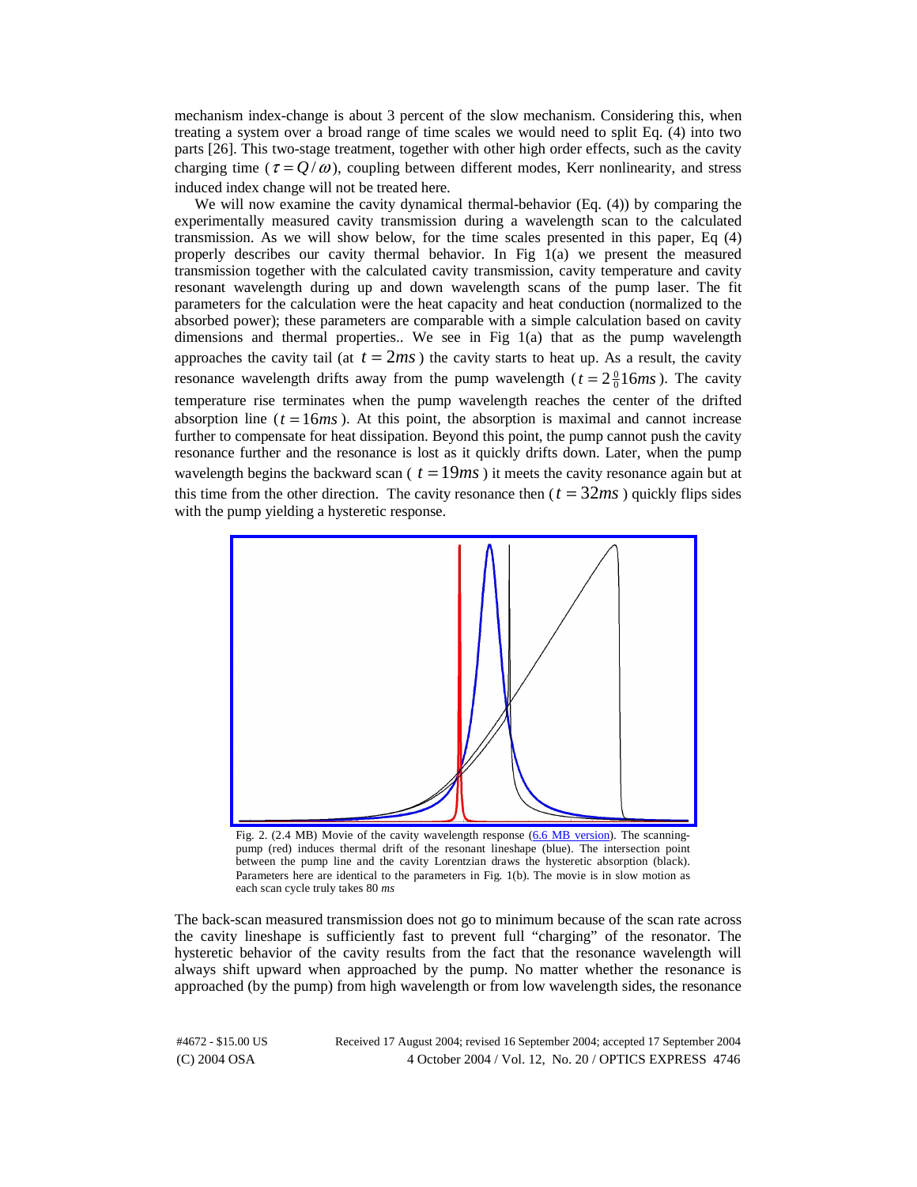mechanism index-change is about 3 percent of the slow mechanism. Considering this, when treating a system over a broad range of time scales we would need to split Eq. (4) into two parts [26]. This two-stage treatment, together with other high order effects, such as the cavity charging time ($\tau = Q/\omega$), coupling between different modes, Kerr nonlinearity, and stress induced index change will not be treated here.

We will now examine the cavity dynamical thermal-behavior (Eq. (4)) by comparing the experimentally measured cavity transmission during a wavelength scan to the calculated transmission. As we will show below, for the time scales presented in this paper, Eq (4) properly describes our cavity thermal behavior. In Fig 1(a) we present the measured transmission together with the calculated cavity transmission, cavity temperature and cavity resonant wavelength during up and down wavelength scans of the pump laser. The fit parameters for the calculation were the heat capacity and heat conduction (normalized to the absorbed power); these parameters are comparable with a simple calculation based on cavity dimensions and thermal properties.. We see in Fig 1(a) that as the pump wavelength approaches the cavity tail (at $t = 2ms$) the cavity starts to heat up. As a result, the cavity resonance wavelength drifts away from the pump wavelength ($t = 2\frac{0}{0}16ms$). The cavity temperature rise terminates when the pump wavelength reaches the center of the drifted absorption line ($t = 16ms$). At this point, the absorption is maximal and cannot increase further to compensate for heat dissipation. Beyond this point, the pump cannot push the cavity resonance further and the resonance is lost as it quickly drifts down. Later, when the pump wavelength begins the backward scan ($t = 19ms$) it meets the cavity resonance again but at this time from the other direction. The cavity resonance then ($t = 32ms$) quickly flips sides with the pump yielding a hysteretic response.

Fig. 2. (2.4 MB) Movie of the cavity wavelength response (6.6 MB version). The scanning-pump (red) induces thermal drift of the resonant lineshape (blue). The intersection point between the pump line and the cavity Lorentzian draws the hysteretic absorption (black). Parameters here are identical to the parameters in Fig. 1(b). The movie is in slow motion as each scan cycle truly takes 80 *ms*

The back-scan measured transmission does not go to minimum because of the scan rate across the cavity lineshape is sufficiently fast to prevent full "charging" of the resonator. The hysteretic behavior of the cavity results from the fact that the resonance wavelength will always shift upward when approached by the pump. No matter whether the resonance is approached (by the pump) from high wavelength or from low wavelength sides, the resonance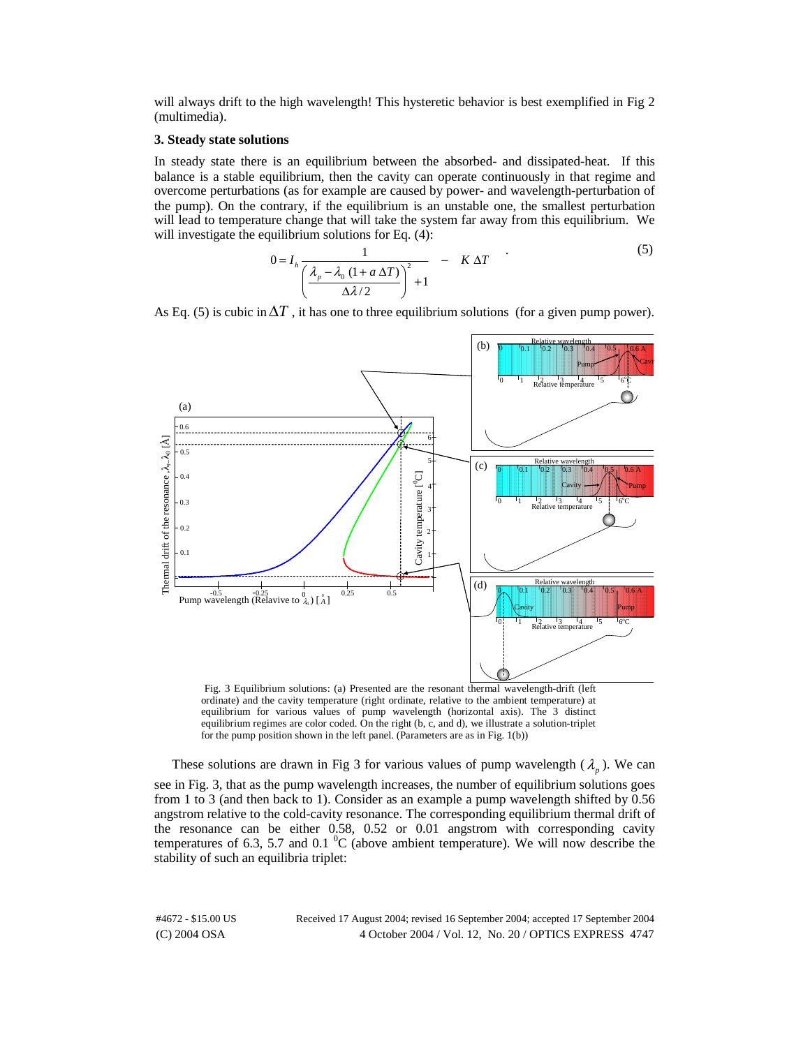will always drift to the high wavelength! This hysteretic behavior is best exemplified in Fig 2 (multimedia).

### 3. Steady state solutions

In steady state there is an equilibrium between the absorbed- and dissipated-heat. If this balance is a stable equilibrium, then the cavity can operate continuously in that regime and overcome perturbations (as for example are caused by power- and wavelength-perturbation of the pump). On the contrary, if the equilibrium is an unstable one, the smallest perturbation will lead to temperature change that will take the system far away from this equilibrium. We will investigate the equilibrium solutions for Eq. (4):

$$0 = I_h \frac{1}{\left(\frac{\lambda_p - \lambda_0\,(1 + a\,\Delta T)}{\Delta\lambda/2}\right)^2 + 1} \quad - \quad K\,\Delta T \quad . \tag{5}$$

As Eq. (5) is cubic in $\Delta T$ , it has one to three equilibrium solutions (for a given pump power).

(a)

Thermal drift of the resonance, $\lambda_r$-$\lambda_0$ [Å]

0.6
0.5
0.4
0.3
0.2
0.1

Cavity temperature [$^0$C]

6
5
4
3
2
1

-0.5 -0.25 0 0.25 0.5

Pump wavelength (Relative to $\lambda_0$) [Å]

(b)
Relative wavelength
0 0.1 0.2 0.3 0.4 0.5 0.6 A
Pump
Cavi
0 1 2 3 4 5 6°C
Relative temperature

(c)
Relative wavelength
0 0.1 0.2 0.3 0.4 0.5 0.6 A
Cavity
Pump
0 1 2 3 4 5 6°C
Relative temperature

(d)
Relative wavelength
0 0.1 0.2 0.3 0.4 0.5 0.6 A
Cavity
Pump
0 1 2 3 4 5 6°C
Relative temperature

Fig. 3 Equilibrium solutions: (a) Presented are the resonant thermal wavelength-drift (left ordinate) and the cavity temperature (right ordinate, relative to the ambient temperature) at equilibrium for various values of pump wavelength (horizontal axis). The 3 distinct equilibrium regimes are color coded. On the right (b, c, and d), we illustrate a solution-triplet for the pump position shown in the left panel. (Parameters are as in Fig. 1(b))

These solutions are drawn in Fig 3 for various values of pump wavelength ( $\lambda_p$ ). We can see in Fig. 3, that as the pump wavelength increases, the number of equilibrium solutions goes from 1 to 3 (and then back to 1). Consider as an example a pump wavelength shifted by 0.56 angstrom relative to the cold-cavity resonance. The corresponding equilibrium thermal drift of the resonance can be either 0.58, 0.52 or 0.01 angstrom with corresponding cavity temperatures of 6.3, 5.7 and 0.1 $^0$C (above ambient temperature). We will now describe the stability of such an equilibria triplet: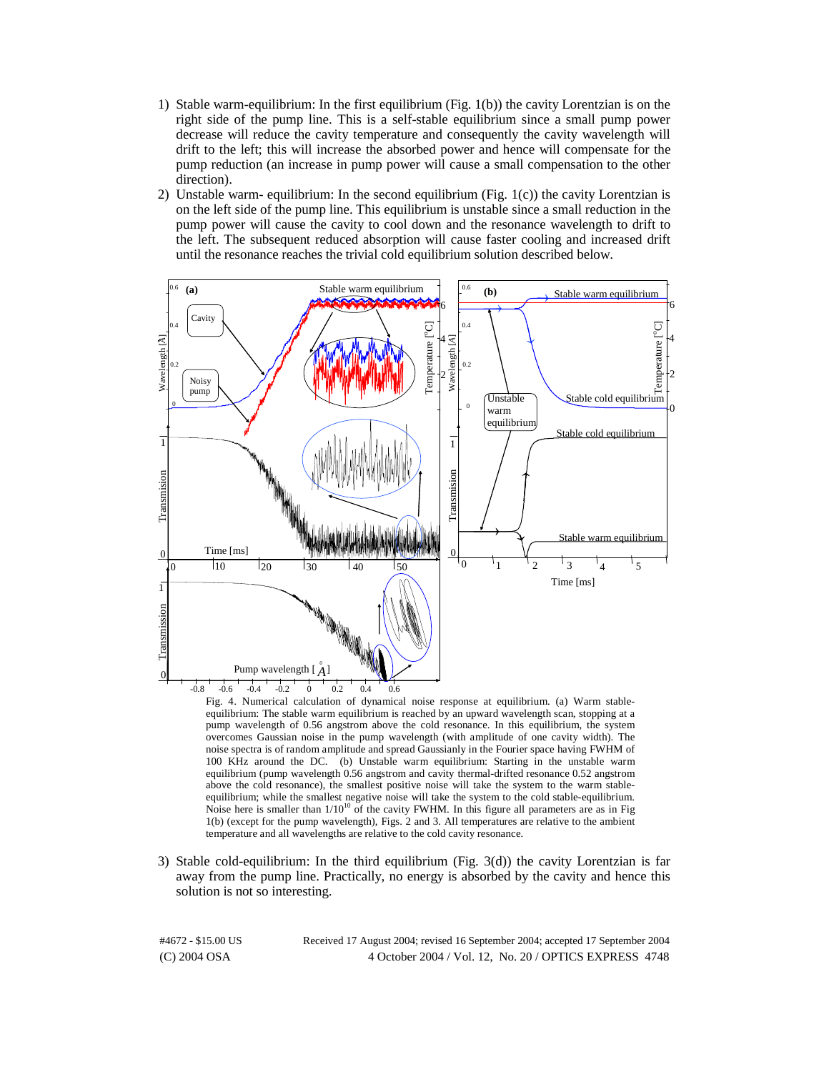1) Stable warm-equilibrium: In the first equilibrium (Fig. 1(b)) the cavity Lorentzian is on the right side of the pump line. This is a self-stable equilibrium since a small pump power decrease will reduce the cavity temperature and consequently the cavity wavelength will drift to the left; this will increase the absorbed power and hence will compensate for the pump reduction (an increase in pump power will cause a small compensation to the other direction).
2) Unstable warm- equilibrium: In the second equilibrium (Fig. 1(c)) the cavity Lorentzian is on the left side of the pump line. This equilibrium is unstable since a small reduction in the pump power will cause the cavity to cool down and the resonance wavelength to drift to the left. The subsequent reduced absorption will cause faster cooling and increased drift until the resonance reaches the trivial cold equilibrium solution described below.

(a)
Stable warm equilibrium
Cavity
Noisy pump
Wavelength [Å]
Temperature [°C]
Transmision
Time [ms]
0 10 20 30 40 50
Transmission
Pump wavelength [Å]
-0.8 -0.6 -0.4 -0.2 0 0.2 0.4 0.6

(b)
Stable warm equilibrium
Stable cold equilibrium
Unstable warm equilibrium
Stable cold equilibrium
Stable warm equilibrium
Wavelength [Å]
Temperature [°C]
Transmision
0 1 2 3 4 5
Time [ms]

Fig. 4. Numerical calculation of dynamical noise response at equilibrium. (a) Warm stable-equilibrium: The stable warm equilibrium is reached by an upward wavelength scan, stopping at a pump wavelength of 0.56 angstrom above the cold resonance. In this equilibrium, the system overcomes Gaussian noise in the pump wavelength (with amplitude of one cavity width). The noise spectra is of random amplitude and spread Gaussianly in the Fourier space having FWHM of 100 KHz around the DC. (b) Unstable warm equilibrium: Starting in the unstable warm equilibrium (pump wavelength 0.56 angstrom and cavity thermal-drifted resonance 0.52 angstrom above the cold resonance), the smallest positive noise will take the system to the warm stable-equilibrium; while the smallest negative noise will take the system to the cold stable-equilibrium. Noise here is smaller than $1/10^{10}$ of the cavity FWHM. In this figure all parameters are as in Fig 1(b) (except for the pump wavelength), Figs. 2 and 3. All temperatures are relative to the ambient temperature and all wavelengths are relative to the cold cavity resonance.

3) Stable cold-equilibrium: In the third equilibrium (Fig. 3(d)) the cavity Lorentzian is far away from the pump line. Practically, no energy is absorbed by the cavity and hence this solution is not so interesting.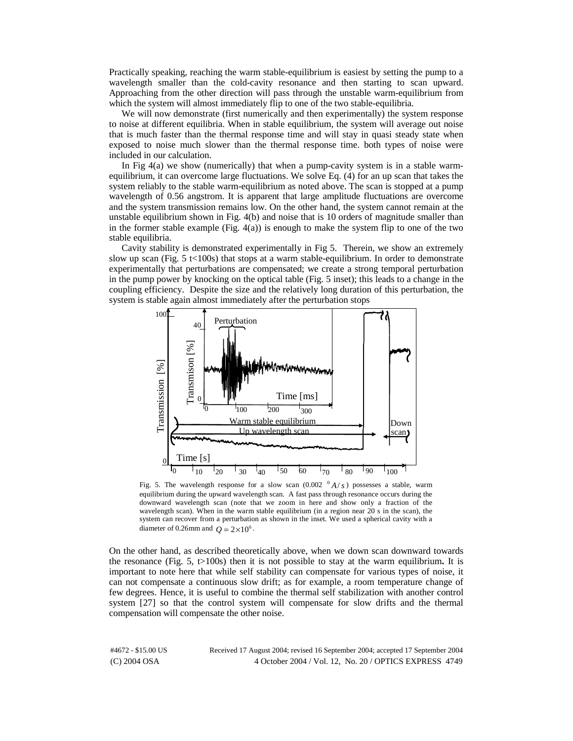Practically speaking, reaching the warm stable-equilibrium is easiest by setting the pump to a wavelength smaller than the cold-cavity resonance and then starting to scan upward. Approaching from the other direction will pass through the unstable warm-equilibrium from which the system will almost immediately flip to one of the two stable-equilibria.

We will now demonstrate (first numerically and then experimentally) the system response to noise at different equilibria. When in stable equilibrium, the system will average out noise that is much faster than the thermal response time and will stay in quasi steady state when exposed to noise much slower than the thermal response time. both types of noise were included in our calculation.

In Fig 4(a) we show (numerically) that when a pump-cavity system is in a stable warm-equilibrium, it can overcome large fluctuations. We solve Eq. (4) for an up scan that takes the system reliably to the stable warm-equilibrium as noted above. The scan is stopped at a pump wavelength of 0.56 angstrom. It is apparent that large amplitude fluctuations are overcome and the system transmission remains low. On the other hand, the system cannot remain at the unstable equilibrium shown in Fig. 4(b) and noise that is 10 orders of magnitude smaller than in the former stable example (Fig. 4(a)) is enough to make the system flip to one of the two stable equilibria.

Cavity stability is demonstrated experimentally in Fig 5. Therein, we show an extremely slow up scan (Fig. 5 t<100s) that stops at a warm stable-equilibrium. In order to demonstrate experimentally that perturbations are compensated; we create a strong temporal perturbation in the pump power by knocking on the optical table (Fig. 5 inset); this leads to a change in the coupling efficiency. Despite the size and the relatively long duration of this perturbation, the system is stable again almost immediately after the perturbation stops

100
Transmission [%]
0
Time [s]
0 10 20 30 40 50 60 70 80 90 100
40
Perturbation
Transmison [%]
0
Time [ms]
0 100 200 300
Warm stable equilibrium
Up wavelength scan
Down scan

Fig. 5. The wavelength response for a slow scan (0.002 $^0A/s$) possesses a stable, warm equilibrium during the upward wavelength scan. A fast pass through resonance occurs during the downward wavelength scan (note that we zoom in here and show only a fraction of the wavelength scan). When in the warm stable equilibrium (in a region near 20 s in the scan), the system can recover from a perturbation as shown in the inset. We used a spherical cavity with a diameter of 0.26mm and $Q = 2\times10^6$.

On the other hand, as described theoretically above, when we down scan downward towards the resonance (Fig. 5, t>100s) then it is not possible to stay at the warm equilibrium**.** It is important to note here that while self stability can compensate for various types of noise, it can not compensate a continuous slow drift; as for example, a room temperature change of few degrees. Hence, it is useful to combine the thermal self stabilization with another control system [27] so that the control system will compensate for slow drifts and the thermal compensation will compensate the other noise.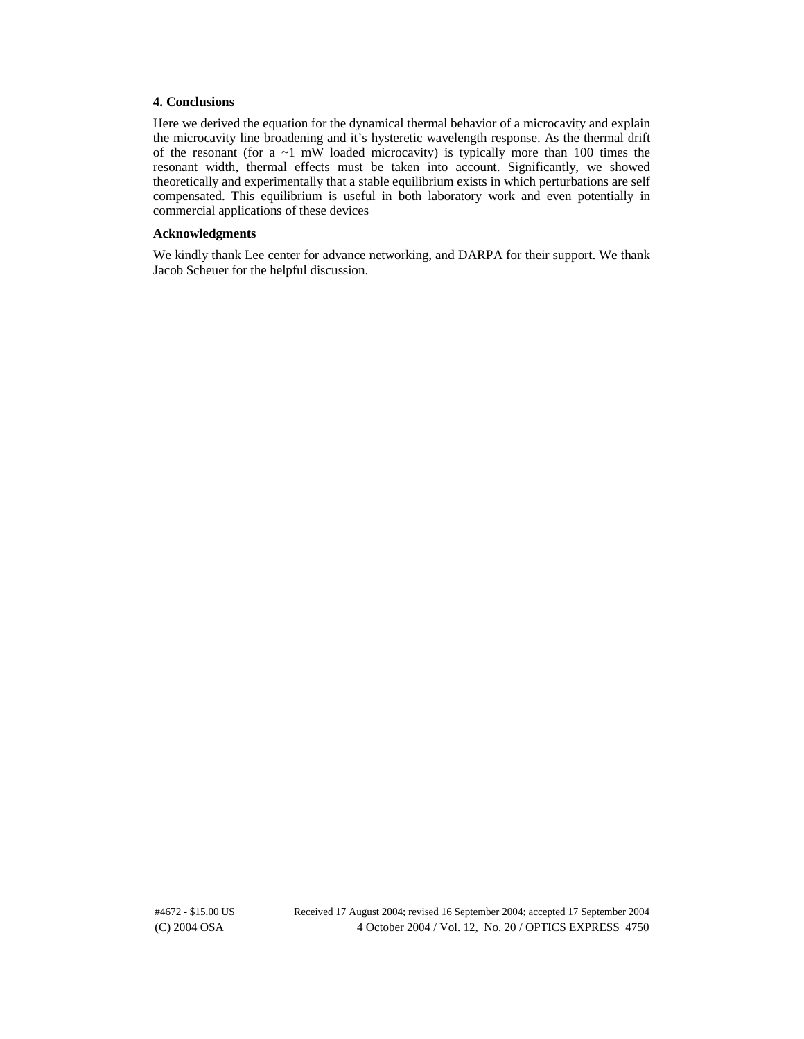## 4. Conclusions

Here we derived the equation for the dynamical thermal behavior of a microcavity and explain the microcavity line broadening and it's hysteretic wavelength response. As the thermal drift of the resonant (for a ~1 mW loaded microcavity) is typically more than 100 times the resonant width, thermal effects must be taken into account. Significantly, we showed theoretically and experimentally that a stable equilibrium exists in which perturbations are self compensated. This equilibrium is useful in both laboratory work and even potentially in commercial applications of these devices

## Acknowledgments

We kindly thank Lee center for advance networking, and DARPA for their support. We thank Jacob Scheuer for the helpful discussion.